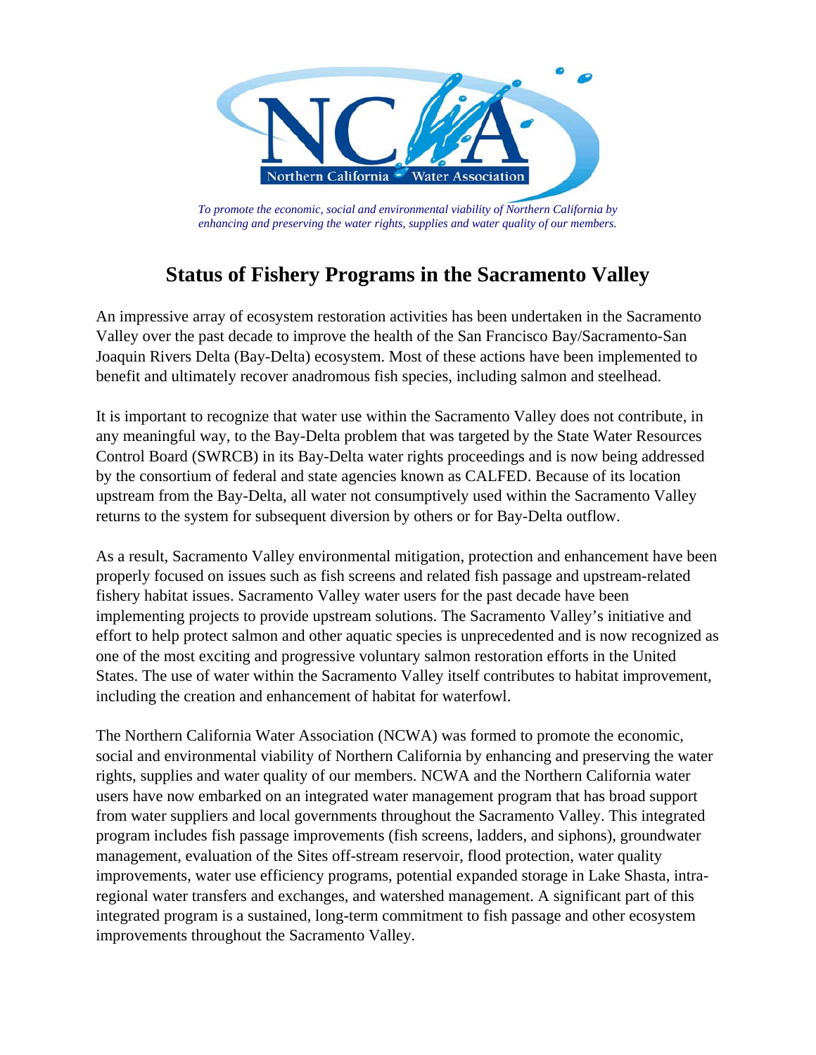NCWA

Northern California Water Association

*To promote the economic, social and environmental viability of Northern California by enhancing and preserving the water rights, supplies and water quality of our members.*

# Status of Fishery Programs in the Sacramento Valley

An impressive array of ecosystem restoration activities has been undertaken in the Sacramento Valley over the past decade to improve the health of the San Francisco Bay/Sacramento-San Joaquin Rivers Delta (Bay-Delta) ecosystem. Most of these actions have been implemented to benefit and ultimately recover anadromous fish species, including salmon and steelhead.

It is important to recognize that water use within the Sacramento Valley does not contribute, in any meaningful way, to the Bay-Delta problem that was targeted by the State Water Resources Control Board (SWRCB) in its Bay-Delta water rights proceedings and is now being addressed by the consortium of federal and state agencies known as CALFED. Because of its location upstream from the Bay-Delta, all water not consumptively used within the Sacramento Valley returns to the system for subsequent diversion by others or for Bay-Delta outflow.

As a result, Sacramento Valley environmental mitigation, protection and enhancement have been properly focused on issues such as fish screens and related fish passage and upstream-related fishery habitat issues. Sacramento Valley water users for the past decade have been implementing projects to provide upstream solutions. The Sacramento Valley's initiative and effort to help protect salmon and other aquatic species is unprecedented and is now recognized as one of the most exciting and progressive voluntary salmon restoration efforts in the United States. The use of water within the Sacramento Valley itself contributes to habitat improvement, including the creation and enhancement of habitat for waterfowl.

The Northern California Water Association (NCWA) was formed to promote the economic, social and environmental viability of Northern California by enhancing and preserving the water rights, supplies and water quality of our members. NCWA and the Northern California water users have now embarked on an integrated water management program that has broad support from water suppliers and local governments throughout the Sacramento Valley. This integrated program includes fish passage improvements (fish screens, ladders, and siphons), groundwater management, evaluation of the Sites off-stream reservoir, flood protection, water quality improvements, water use efficiency programs, potential expanded storage in Lake Shasta, intra-regional water transfers and exchanges, and watershed management. A significant part of this integrated program is a sustained, long-term commitment to fish passage and other ecosystem improvements throughout the Sacramento Valley.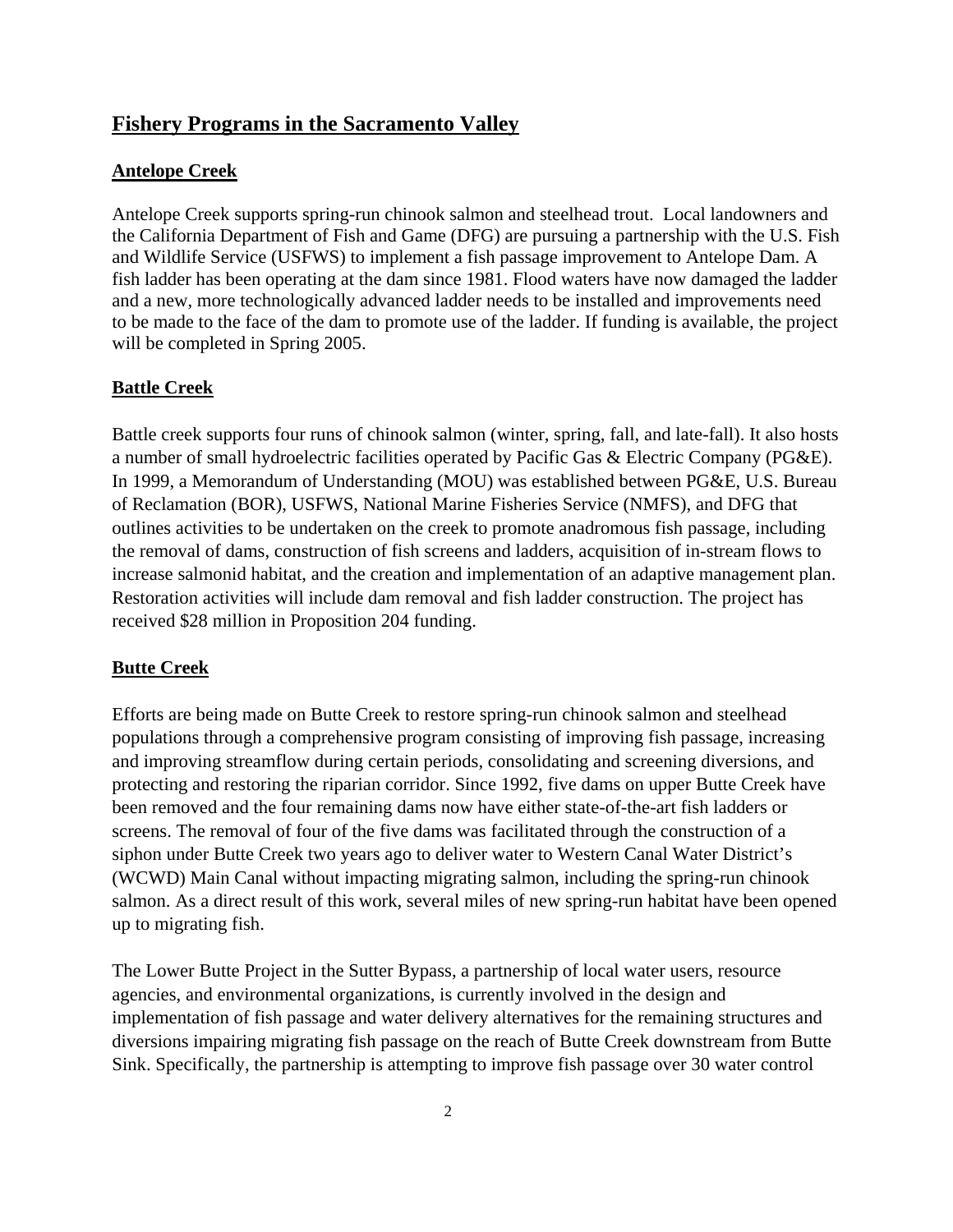# Fishery Programs in the Sacramento Valley

## Antelope Creek

Antelope Creek supports spring-run chinook salmon and steelhead trout. Local landowners and the California Department of Fish and Game (DFG) are pursuing a partnership with the U.S. Fish and Wildlife Service (USFWS) to implement a fish passage improvement to Antelope Dam. A fish ladder has been operating at the dam since 1981. Flood waters have now damaged the ladder and a new, more technologically advanced ladder needs to be installed and improvements need to be made to the face of the dam to promote use of the ladder. If funding is available, the project will be completed in Spring 2005.

## Battle Creek

Battle creek supports four runs of chinook salmon (winter, spring, fall, and late-fall). It also hosts a number of small hydroelectric facilities operated by Pacific Gas & Electric Company (PG&E). In 1999, a Memorandum of Understanding (MOU) was established between PG&E, U.S. Bureau of Reclamation (BOR), USFWS, National Marine Fisheries Service (NMFS), and DFG that outlines activities to be undertaken on the creek to promote anadromous fish passage, including the removal of dams, construction of fish screens and ladders, acquisition of in-stream flows to increase salmonid habitat, and the creation and implementation of an adaptive management plan. Restoration activities will include dam removal and fish ladder construction. The project has received $28 million in Proposition 204 funding.

## Butte Creek

Efforts are being made on Butte Creek to restore spring-run chinook salmon and steelhead populations through a comprehensive program consisting of improving fish passage, increasing and improving streamflow during certain periods, consolidating and screening diversions, and protecting and restoring the riparian corridor. Since 1992, five dams on upper Butte Creek have been removed and the four remaining dams now have either state-of-the-art fish ladders or screens. The removal of four of the five dams was facilitated through the construction of a siphon under Butte Creek two years ago to deliver water to Western Canal Water District's (WCWD) Main Canal without impacting migrating salmon, including the spring-run chinook salmon. As a direct result of this work, several miles of new spring-run habitat have been opened up to migrating fish.

The Lower Butte Project in the Sutter Bypass, a partnership of local water users, resource agencies, and environmental organizations, is currently involved in the design and implementation of fish passage and water delivery alternatives for the remaining structures and diversions impairing migrating fish passage on the reach of Butte Creek downstream from Butte Sink. Specifically, the partnership is attempting to improve fish passage over 30 water control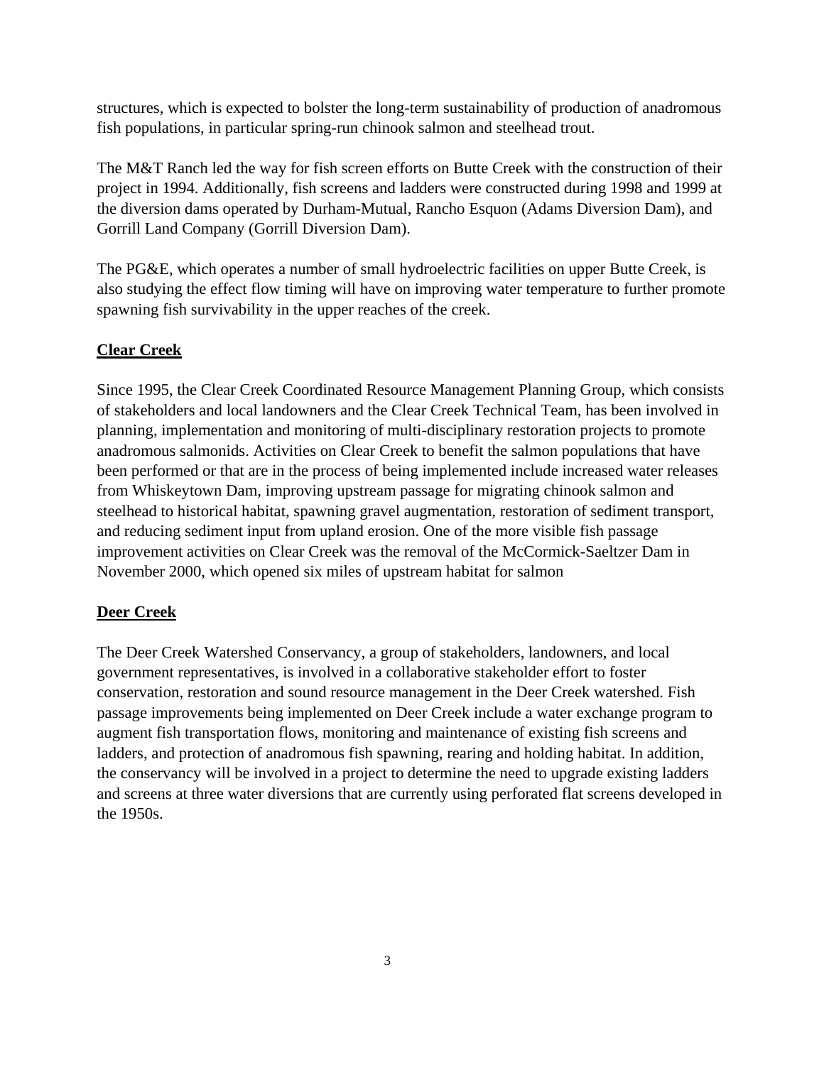structures, which is expected to bolster the long-term sustainability of production of anadromous fish populations, in particular spring-run chinook salmon and steelhead trout.

The M&T Ranch led the way for fish screen efforts on Butte Creek with the construction of their project in 1994. Additionally, fish screens and ladders were constructed during 1998 and 1999 at the diversion dams operated by Durham-Mutual, Rancho Esquon (Adams Diversion Dam), and Gorrill Land Company (Gorrill Diversion Dam).

The PG&E, which operates a number of small hydroelectric facilities on upper Butte Creek, is also studying the effect flow timing will have on improving water temperature to further promote spawning fish survivability in the upper reaches of the creek.

**Clear Creek**

Since 1995, the Clear Creek Coordinated Resource Management Planning Group, which consists of stakeholders and local landowners and the Clear Creek Technical Team, has been involved in planning, implementation and monitoring of multi-disciplinary restoration projects to promote anadromous salmonids. Activities on Clear Creek to benefit the salmon populations that have been performed or that are in the process of being implemented include increased water releases from Whiskeytown Dam, improving upstream passage for migrating chinook salmon and steelhead to historical habitat, spawning gravel augmentation, restoration of sediment transport, and reducing sediment input from upland erosion. One of the more visible fish passage improvement activities on Clear Creek was the removal of the McCormick-Saeltzer Dam in November 2000, which opened six miles of upstream habitat for salmon

**Deer Creek**

The Deer Creek Watershed Conservancy, a group of stakeholders, landowners, and local government representatives, is involved in a collaborative stakeholder effort to foster conservation, restoration and sound resource management in the Deer Creek watershed. Fish passage improvements being implemented on Deer Creek include a water exchange program to augment fish transportation flows, monitoring and maintenance of existing fish screens and ladders, and protection of anadromous fish spawning, rearing and holding habitat. In addition, the conservancy will be involved in a project to determine the need to upgrade existing ladders and screens at three water diversions that are currently using perforated flat screens developed in the 1950s.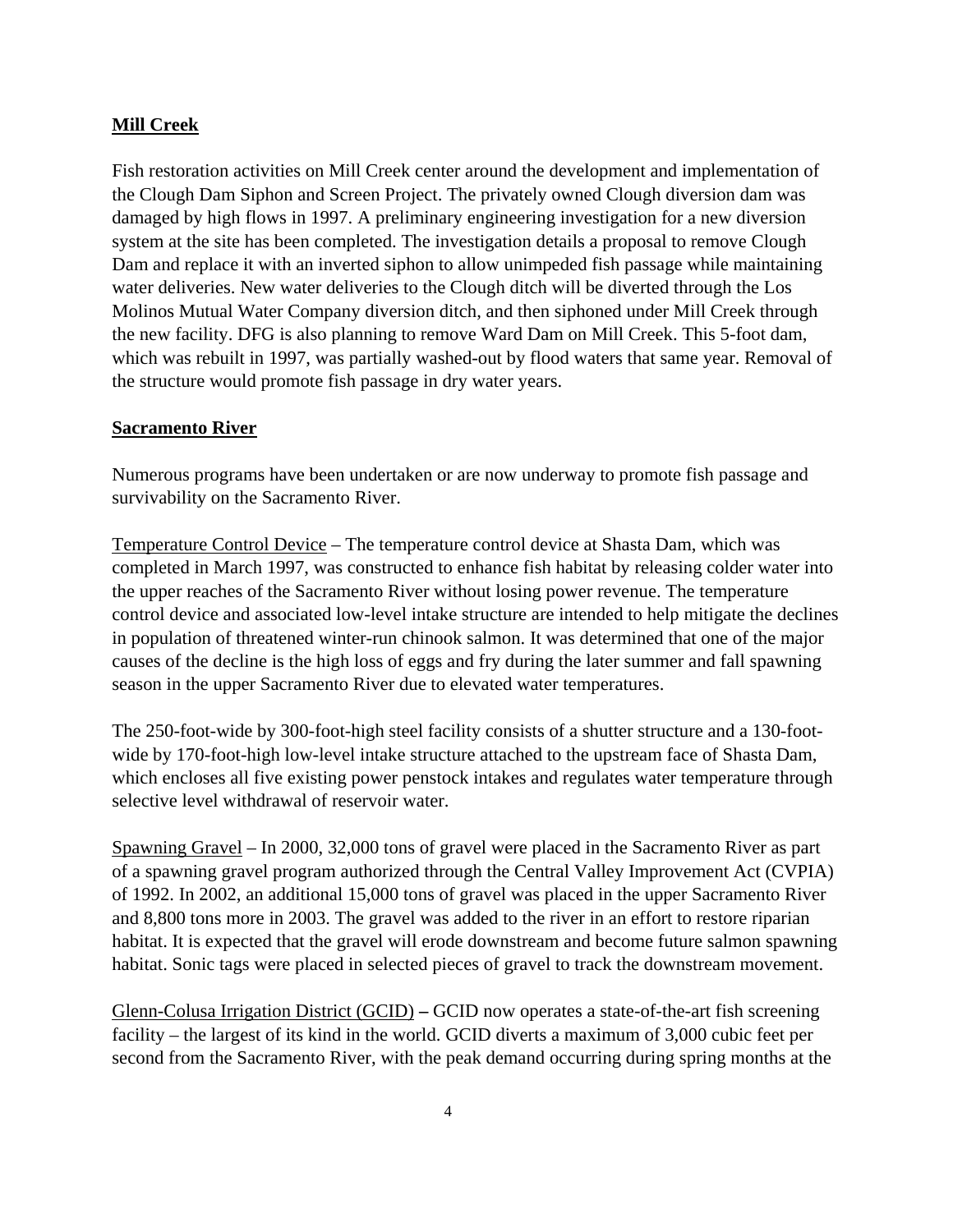**Mill Creek**

Fish restoration activities on Mill Creek center around the development and implementation of the Clough Dam Siphon and Screen Project. The privately owned Clough diversion dam was damaged by high flows in 1997. A preliminary engineering investigation for a new diversion system at the site has been completed. The investigation details a proposal to remove Clough Dam and replace it with an inverted siphon to allow unimpeded fish passage while maintaining water deliveries. New water deliveries to the Clough ditch will be diverted through the Los Molinos Mutual Water Company diversion ditch, and then siphoned under Mill Creek through the new facility. DFG is also planning to remove Ward Dam on Mill Creek. This 5-foot dam, which was rebuilt in 1997, was partially washed-out by flood waters that same year. Removal of the structure would promote fish passage in dry water years.

**Sacramento River**

Numerous programs have been undertaken or are now underway to promote fish passage and survivability on the Sacramento River.

Temperature Control Device – The temperature control device at Shasta Dam, which was completed in March 1997, was constructed to enhance fish habitat by releasing colder water into the upper reaches of the Sacramento River without losing power revenue. The temperature control device and associated low-level intake structure are intended to help mitigate the declines in population of threatened winter-run chinook salmon. It was determined that one of the major causes of the decline is the high loss of eggs and fry during the later summer and fall spawning season in the upper Sacramento River due to elevated water temperatures.

The 250-foot-wide by 300-foot-high steel facility consists of a shutter structure and a 130-foot-wide by 170-foot-high low-level intake structure attached to the upstream face of Shasta Dam, which encloses all five existing power penstock intakes and regulates water temperature through selective level withdrawal of reservoir water.

Spawning Gravel – In 2000, 32,000 tons of gravel were placed in the Sacramento River as part of a spawning gravel program authorized through the Central Valley Improvement Act (CVPIA) of 1992. In 2002, an additional 15,000 tons of gravel was placed in the upper Sacramento River and 8,800 tons more in 2003. The gravel was added to the river in an effort to restore riparian habitat. It is expected that the gravel will erode downstream and become future salmon spawning habitat. Sonic tags were placed in selected pieces of gravel to track the downstream movement.

Glenn-Colusa Irrigation District (GCID) **–** GCID now operates a state-of-the-art fish screening facility – the largest of its kind in the world. GCID diverts a maximum of 3,000 cubic feet per second from the Sacramento River, with the peak demand occurring during spring months at the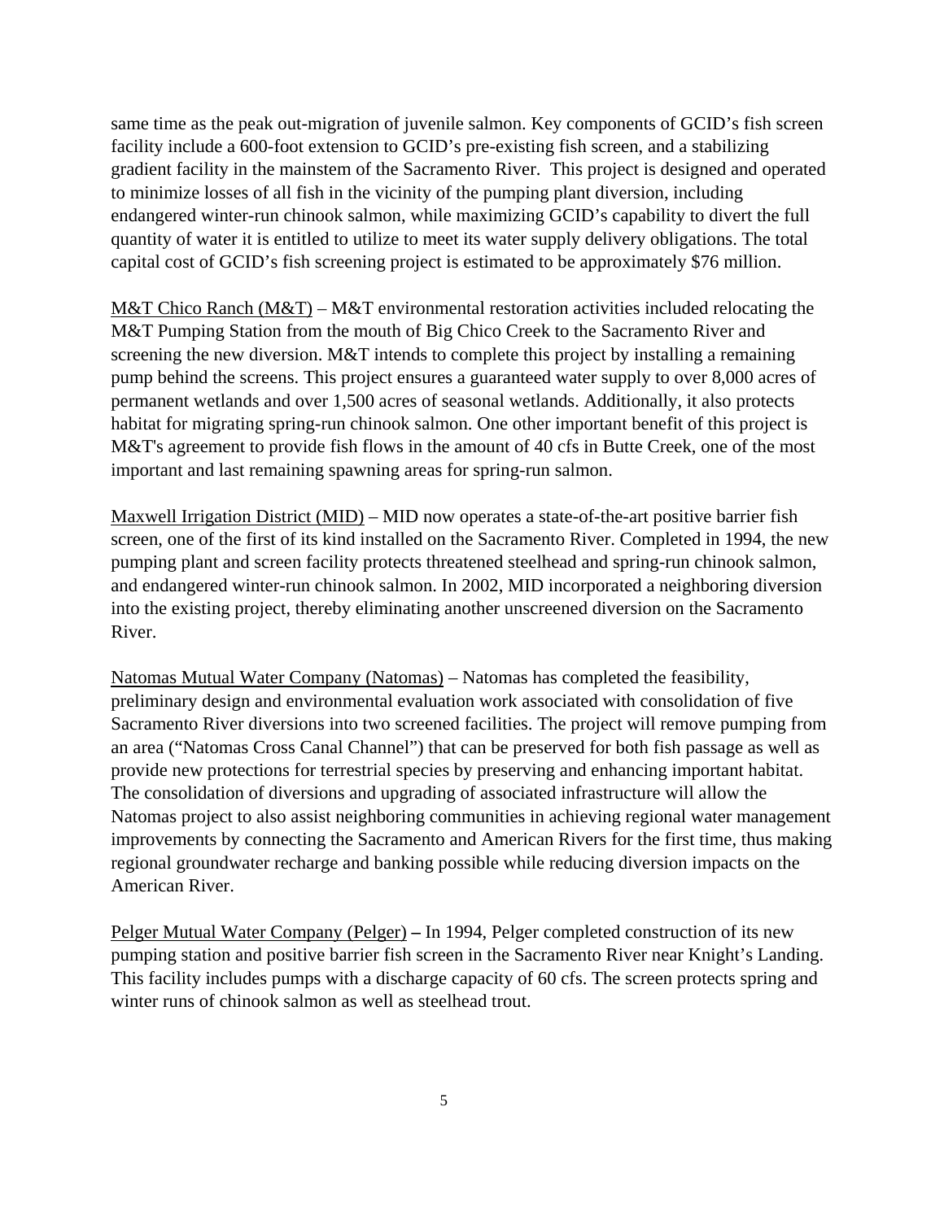same time as the peak out-migration of juvenile salmon. Key components of GCID's fish screen facility include a 600-foot extension to GCID's pre-existing fish screen, and a stabilizing gradient facility in the mainstem of the Sacramento River. This project is designed and operated to minimize losses of all fish in the vicinity of the pumping plant diversion, including endangered winter-run chinook salmon, while maximizing GCID's capability to divert the full quantity of water it is entitled to utilize to meet its water supply delivery obligations. The total capital cost of GCID's fish screening project is estimated to be approximately $76 million.

<u>M&T Chico Ranch (M&T)</u> – M&T environmental restoration activities included relocating the M&T Pumping Station from the mouth of Big Chico Creek to the Sacramento River and screening the new diversion. M&T intends to complete this project by installing a remaining pump behind the screens. This project ensures a guaranteed water supply to over 8,000 acres of permanent wetlands and over 1,500 acres of seasonal wetlands. Additionally, it also protects habitat for migrating spring-run chinook salmon. One other important benefit of this project is M&T's agreement to provide fish flows in the amount of 40 cfs in Butte Creek, one of the most important and last remaining spawning areas for spring-run salmon.

<u>Maxwell Irrigation District (MID)</u> – MID now operates a state-of-the-art positive barrier fish screen, one of the first of its kind installed on the Sacramento River. Completed in 1994, the new pumping plant and screen facility protects threatened steelhead and spring-run chinook salmon, and endangered winter-run chinook salmon. In 2002, MID incorporated a neighboring diversion into the existing project, thereby eliminating another unscreened diversion on the Sacramento River.

<u>Natomas Mutual Water Company (Natomas)</u> – Natomas has completed the feasibility, preliminary design and environmental evaluation work associated with consolidation of five Sacramento River diversions into two screened facilities. The project will remove pumping from an area ("Natomas Cross Canal Channel") that can be preserved for both fish passage as well as provide new protections for terrestrial species by preserving and enhancing important habitat. The consolidation of diversions and upgrading of associated infrastructure will allow the Natomas project to also assist neighboring communities in achieving regional water management improvements by connecting the Sacramento and American Rivers for the first time, thus making regional groundwater recharge and banking possible while reducing diversion impacts on the American River.

<u>Pelger Mutual Water Company (Pelger)</u> **–** In 1994, Pelger completed construction of its new pumping station and positive barrier fish screen in the Sacramento River near Knight's Landing. This facility includes pumps with a discharge capacity of 60 cfs. The screen protects spring and winter runs of chinook salmon as well as steelhead trout.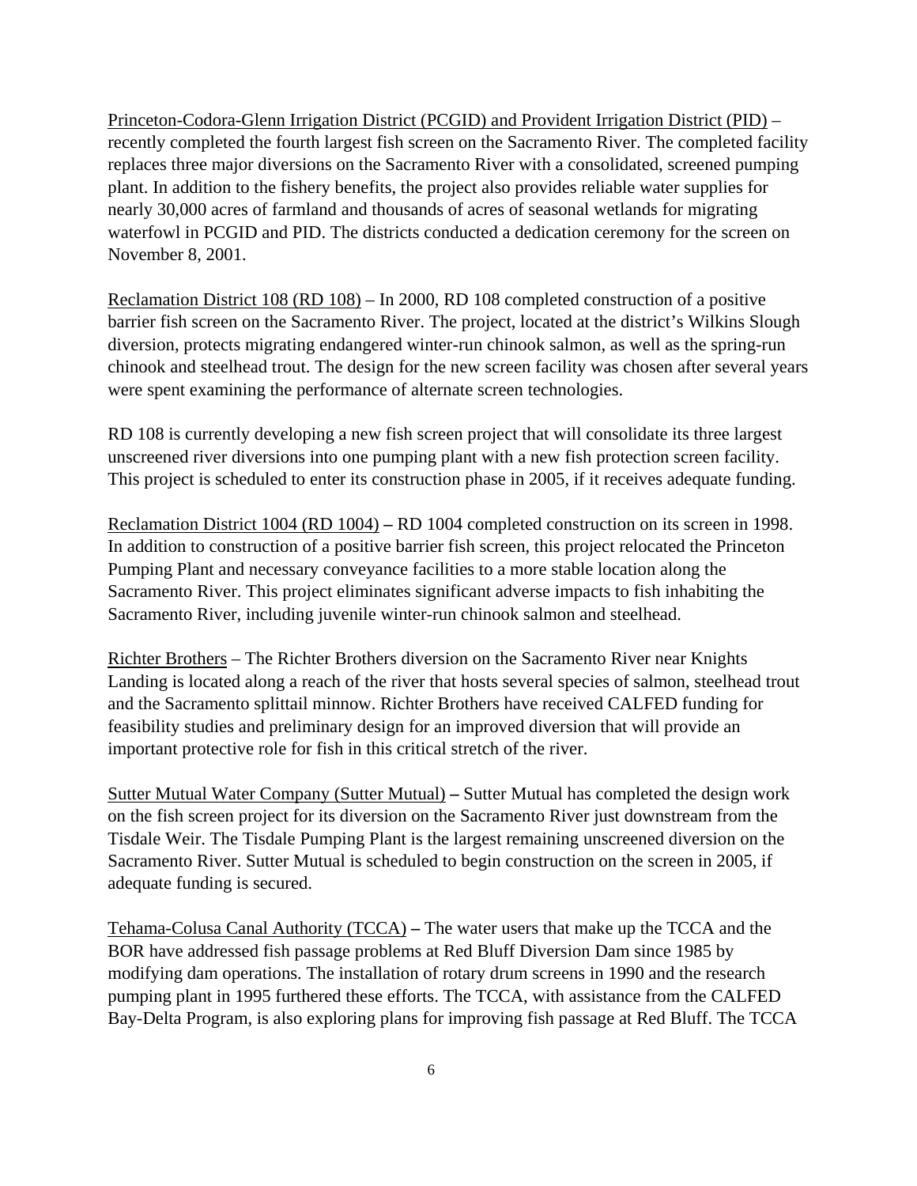Princeton-Codora-Glenn Irrigation District (PCGID) and Provident Irrigation District (PID) – recently completed the fourth largest fish screen on the Sacramento River. The completed facility replaces three major diversions on the Sacramento River with a consolidated, screened pumping plant. In addition to the fishery benefits, the project also provides reliable water supplies for nearly 30,000 acres of farmland and thousands of acres of seasonal wetlands for migrating waterfowl in PCGID and PID. The districts conducted a dedication ceremony for the screen on November 8, 2001.

Reclamation District 108 (RD 108) – In 2000, RD 108 completed construction of a positive barrier fish screen on the Sacramento River. The project, located at the district's Wilkins Slough diversion, protects migrating endangered winter-run chinook salmon, as well as the spring-run chinook and steelhead trout. The design for the new screen facility was chosen after several years were spent examining the performance of alternate screen technologies.

RD 108 is currently developing a new fish screen project that will consolidate its three largest unscreened river diversions into one pumping plant with a new fish protection screen facility. This project is scheduled to enter its construction phase in 2005, if it receives adequate funding.

Reclamation District 1004 (RD 1004) **–** RD 1004 completed construction on its screen in 1998. In addition to construction of a positive barrier fish screen, this project relocated the Princeton Pumping Plant and necessary conveyance facilities to a more stable location along the Sacramento River. This project eliminates significant adverse impacts to fish inhabiting the Sacramento River, including juvenile winter-run chinook salmon and steelhead.

Richter Brothers – The Richter Brothers diversion on the Sacramento River near Knights Landing is located along a reach of the river that hosts several species of salmon, steelhead trout and the Sacramento splittail minnow. Richter Brothers have received CALFED funding for feasibility studies and preliminary design for an improved diversion that will provide an important protective role for fish in this critical stretch of the river.

Sutter Mutual Water Company (Sutter Mutual) **–** Sutter Mutual has completed the design work on the fish screen project for its diversion on the Sacramento River just downstream from the Tisdale Weir. The Tisdale Pumping Plant is the largest remaining unscreened diversion on the Sacramento River. Sutter Mutual is scheduled to begin construction on the screen in 2005, if adequate funding is secured.

Tehama-Colusa Canal Authority (TCCA) **–** The water users that make up the TCCA and the BOR have addressed fish passage problems at Red Bluff Diversion Dam since 1985 by modifying dam operations. The installation of rotary drum screens in 1990 and the research pumping plant in 1995 furthered these efforts. The TCCA, with assistance from the CALFED Bay-Delta Program, is also exploring plans for improving fish passage at Red Bluff. The TCCA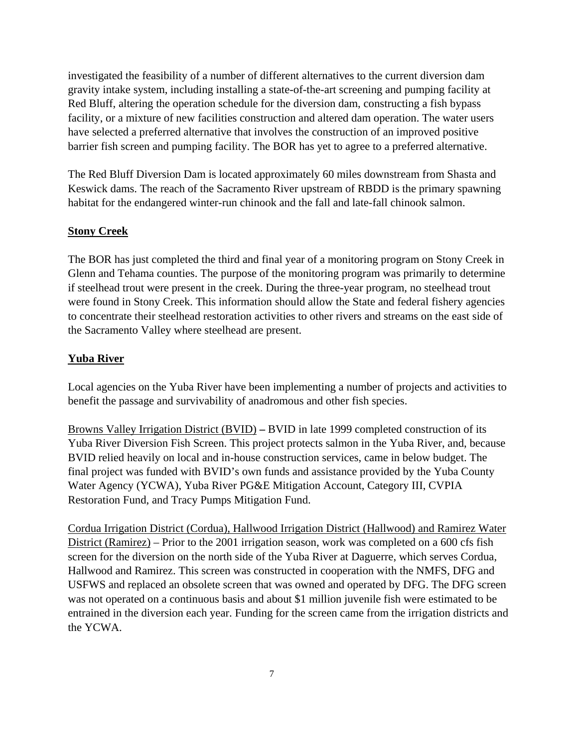investigated the feasibility of a number of different alternatives to the current diversion dam gravity intake system, including installing a state-of-the-art screening and pumping facility at Red Bluff, altering the operation schedule for the diversion dam, constructing a fish bypass facility, or a mixture of new facilities construction and altered dam operation. The water users have selected a preferred alternative that involves the construction of an improved positive barrier fish screen and pumping facility. The BOR has yet to agree to a preferred alternative.

The Red Bluff Diversion Dam is located approximately 60 miles downstream from Shasta and Keswick dams. The reach of the Sacramento River upstream of RBDD is the primary spawning habitat for the endangered winter-run chinook and the fall and late-fall chinook salmon.

**Stony Creek**

The BOR has just completed the third and final year of a monitoring program on Stony Creek in Glenn and Tehama counties. The purpose of the monitoring program was primarily to determine if steelhead trout were present in the creek. During the three-year program, no steelhead trout were found in Stony Creek. This information should allow the State and federal fishery agencies to concentrate their steelhead restoration activities to other rivers and streams on the east side of the Sacramento Valley where steelhead are present.

**Yuba River**

Local agencies on the Yuba River have been implementing a number of projects and activities to benefit the passage and survivability of anadromous and other fish species.

Browns Valley Irrigation District (BVID) **–** BVID in late 1999 completed construction of its Yuba River Diversion Fish Screen. This project protects salmon in the Yuba River, and, because BVID relied heavily on local and in-house construction services, came in below budget. The final project was funded with BVID's own funds and assistance provided by the Yuba County Water Agency (YCWA), Yuba River PG&E Mitigation Account, Category III, CVPIA Restoration Fund, and Tracy Pumps Mitigation Fund.

Cordua Irrigation District (Cordua), Hallwood Irrigation District (Hallwood) and Ramirez Water District (Ramirez) – Prior to the 2001 irrigation season, work was completed on a 600 cfs fish screen for the diversion on the north side of the Yuba River at Daguerre, which serves Cordua, Hallwood and Ramirez. This screen was constructed in cooperation with the NMFS, DFG and USFWS and replaced an obsolete screen that was owned and operated by DFG. The DFG screen was not operated on a continuous basis and about $1 million juvenile fish were estimated to be entrained in the diversion each year. Funding for the screen came from the irrigation districts and the YCWA.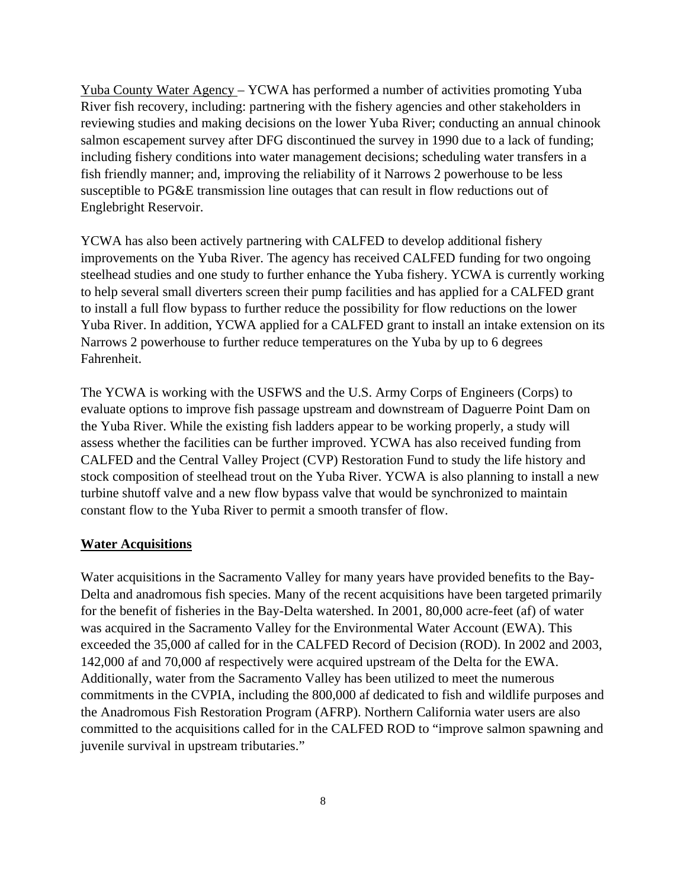<u>Yuba County Water Agency</u> – YCWA has performed a number of activities promoting Yuba River fish recovery, including: partnering with the fishery agencies and other stakeholders in reviewing studies and making decisions on the lower Yuba River; conducting an annual chinook salmon escapement survey after DFG discontinued the survey in 1990 due to a lack of funding; including fishery conditions into water management decisions; scheduling water transfers in a fish friendly manner; and, improving the reliability of it Narrows 2 powerhouse to be less susceptible to PG&E transmission line outages that can result in flow reductions out of Englebright Reservoir.

YCWA has also been actively partnering with CALFED to develop additional fishery improvements on the Yuba River. The agency has received CALFED funding for two ongoing steelhead studies and one study to further enhance the Yuba fishery. YCWA is currently working to help several small diverters screen their pump facilities and has applied for a CALFED grant to install a full flow bypass to further reduce the possibility for flow reductions on the lower Yuba River. In addition, YCWA applied for a CALFED grant to install an intake extension on its Narrows 2 powerhouse to further reduce temperatures on the Yuba by up to 6 degrees Fahrenheit.

The YCWA is working with the USFWS and the U.S. Army Corps of Engineers (Corps) to evaluate options to improve fish passage upstream and downstream of Daguerre Point Dam on the Yuba River. While the existing fish ladders appear to be working properly, a study will assess whether the facilities can be further improved. YCWA has also received funding from CALFED and the Central Valley Project (CVP) Restoration Fund to study the life history and stock composition of steelhead trout on the Yuba River. YCWA is also planning to install a new turbine shutoff valve and a new flow bypass valve that would be synchronized to maintain constant flow to the Yuba River to permit a smooth transfer of flow.

## <u>Water Acquisitions</u>

Water acquisitions in the Sacramento Valley for many years have provided benefits to the Bay-Delta and anadromous fish species. Many of the recent acquisitions have been targeted primarily for the benefit of fisheries in the Bay-Delta watershed. In 2001, 80,000 acre-feet (af) of water was acquired in the Sacramento Valley for the Environmental Water Account (EWA). This exceeded the 35,000 af called for in the CALFED Record of Decision (ROD). In 2002 and 2003, 142,000 af and 70,000 af respectively were acquired upstream of the Delta for the EWA. Additionally, water from the Sacramento Valley has been utilized to meet the numerous commitments in the CVPIA, including the 800,000 af dedicated to fish and wildlife purposes and the Anadromous Fish Restoration Program (AFRP). Northern California water users are also committed to the acquisitions called for in the CALFED ROD to "improve salmon spawning and juvenile survival in upstream tributaries."